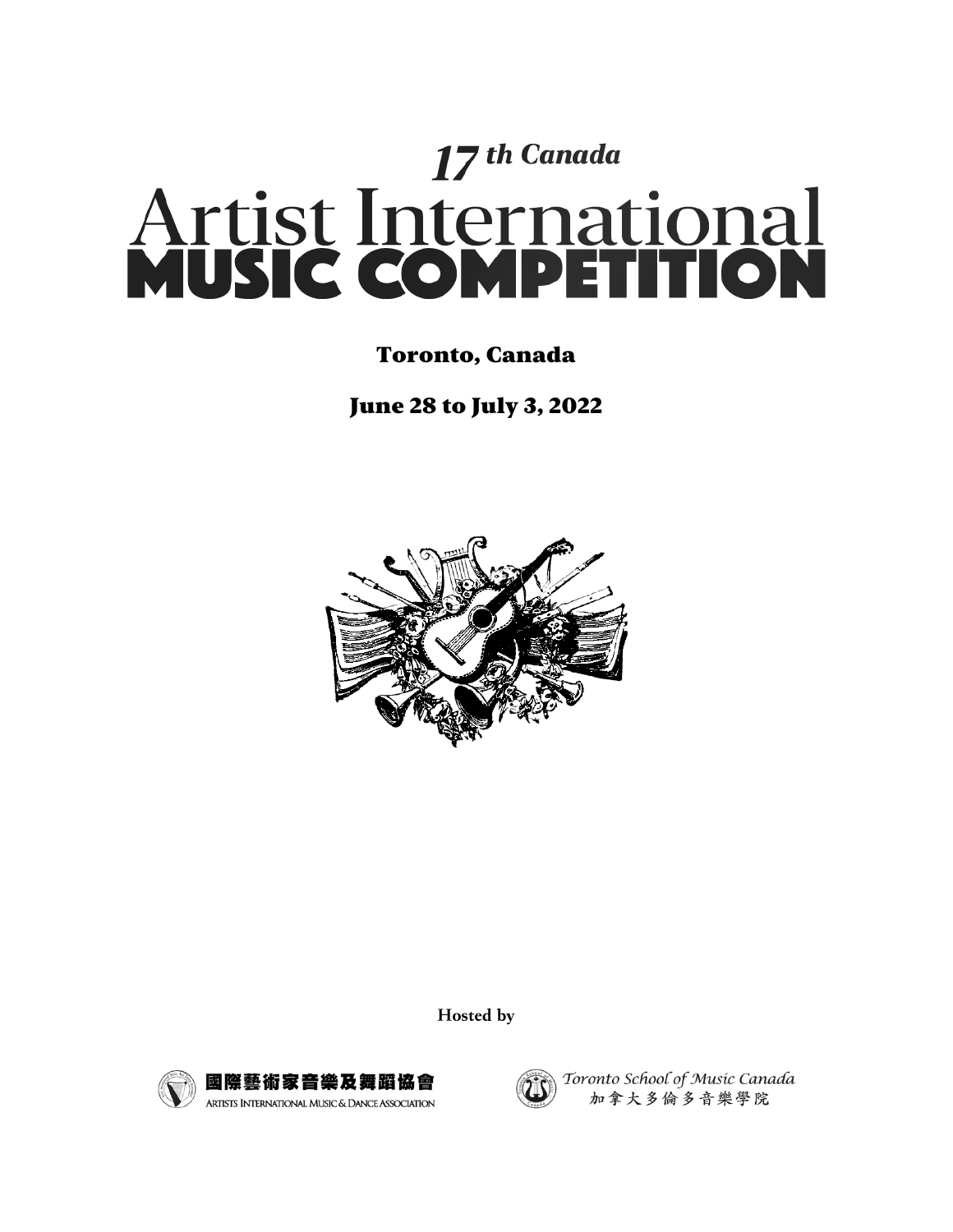# 17th Canada Artist International MUSIC COMPETITION

## Toronto, Canada

## June 28 to July 3, 2022

**Hosted by**

國際藝術家音樂及舞蹈協會
ARTISTS INTERNATIONAL MUSIC & DANCE ASSOCIATION

*Toronto School of Music Canada*
加拿大多倫多音樂學院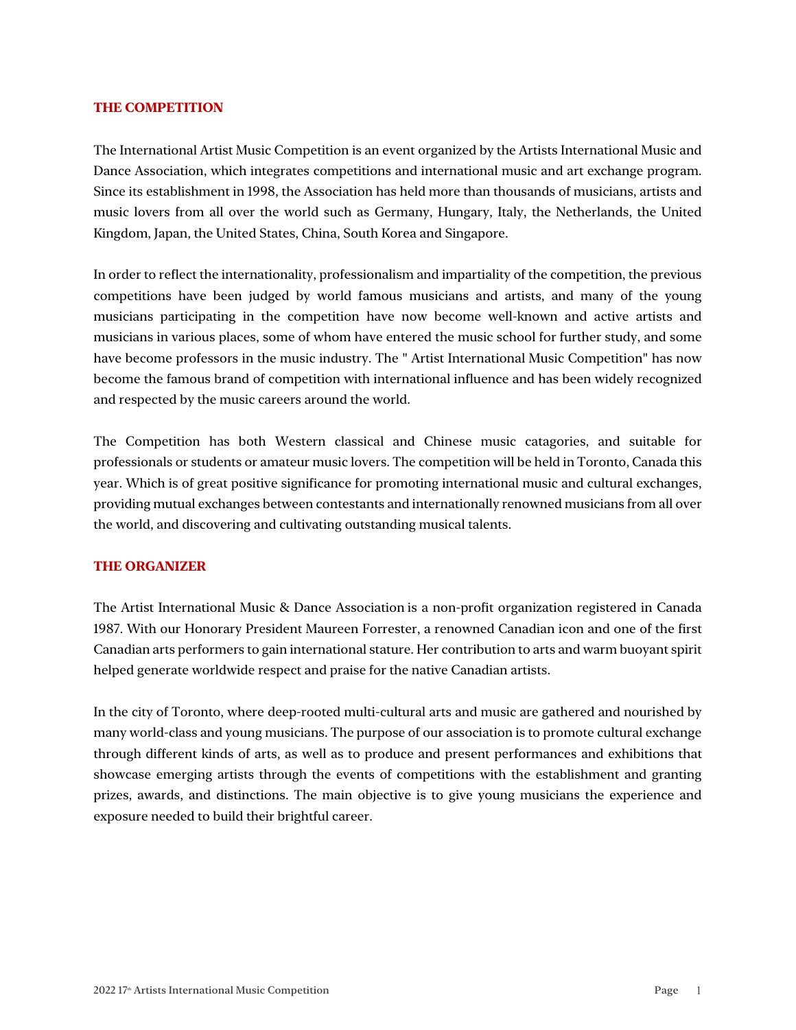## THE COMPETITION

The International Artist Music Competition is an event organized by the Artists International Music and Dance Association, which integrates competitions and international music and art exchange program. Since its establishment in 1998, the Association has held more than thousands of musicians, artists and music lovers from all over the world such as Germany, Hungary, Italy, the Netherlands, the United Kingdom, Japan, the United States, China, South Korea and Singapore.

In order to reflect the internationality, professionalism and impartiality of the competition, the previous competitions have been judged by world famous musicians and artists, and many of the young musicians participating in the competition have now become well-known and active artists and musicians in various places, some of whom have entered the music school for further study, and some have become professors in the music industry. The " Artist International Music Competition" has now become the famous brand of competition with international influence and has been widely recognized and respected by the music careers around the world.

The Competition has both Western classical and Chinese music catagories, and suitable for professionals or students or amateur music lovers. The competition will be held in Toronto, Canada this year. Which is of great positive significance for promoting international music and cultural exchanges, providing mutual exchanges between contestants and internationally renowned musicians from all over the world, and discovering and cultivating outstanding musical talents.

## THE ORGANIZER

The Artist International Music & Dance Association is a non-profit organization registered in Canada 1987. With our Honorary President Maureen Forrester, a renowned Canadian icon and one of the first Canadian arts performers to gain international stature. Her contribution to arts and warm buoyant spirit helped generate worldwide respect and praise for the native Canadian artists.

In the city of Toronto, where deep-rooted multi-cultural arts and music are gathered and nourished by many world-class and young musicians. The purpose of our association is to promote cultural exchange through different kinds of arts, as well as to produce and present performances and exhibitions that showcase emerging artists through the events of competitions with the establishment and granting prizes, awards, and distinctions. The main objective is to give young musicians the experience and exposure needed to build their brightful career.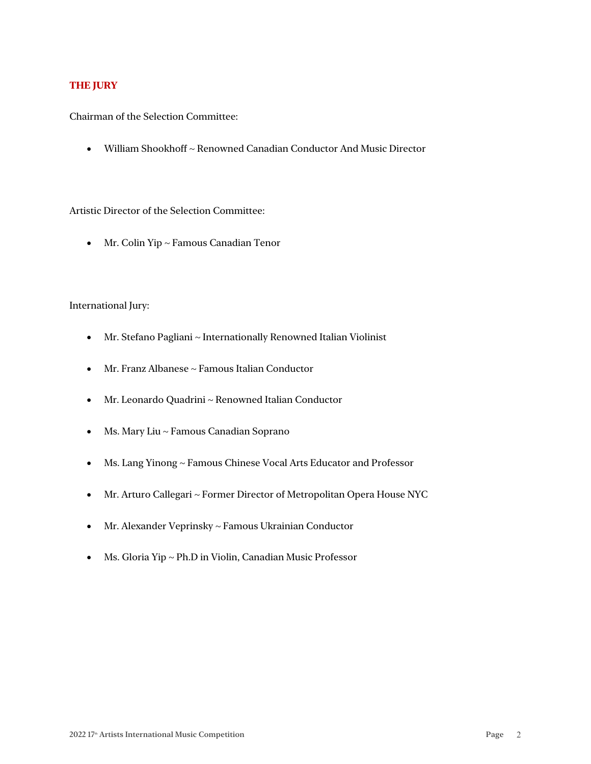## THE JURY

Chairman of the Selection Committee:

- William Shookhoff ~ Renowned Canadian Conductor And Music Director

Artistic Director of the Selection Committee:

- Mr. Colin Yip ~ Famous Canadian Tenor

International Jury:

- Mr. Stefano Pagliani ~ Internationally Renowned Italian Violinist
- Mr. Franz Albanese ~ Famous Italian Conductor
- Mr. Leonardo Quadrini ~ Renowned Italian Conductor
- Ms. Mary Liu ~ Famous Canadian Soprano
- Ms. Lang Yinong ~ Famous Chinese Vocal Arts Educator and Professor
- Mr. Arturo Callegari ~ Former Director of Metropolitan Opera House NYC
- Mr. Alexander Veprinsky ~ Famous Ukrainian Conductor
- Ms. Gloria Yip ~ Ph.D in Violin, Canadian Music Professor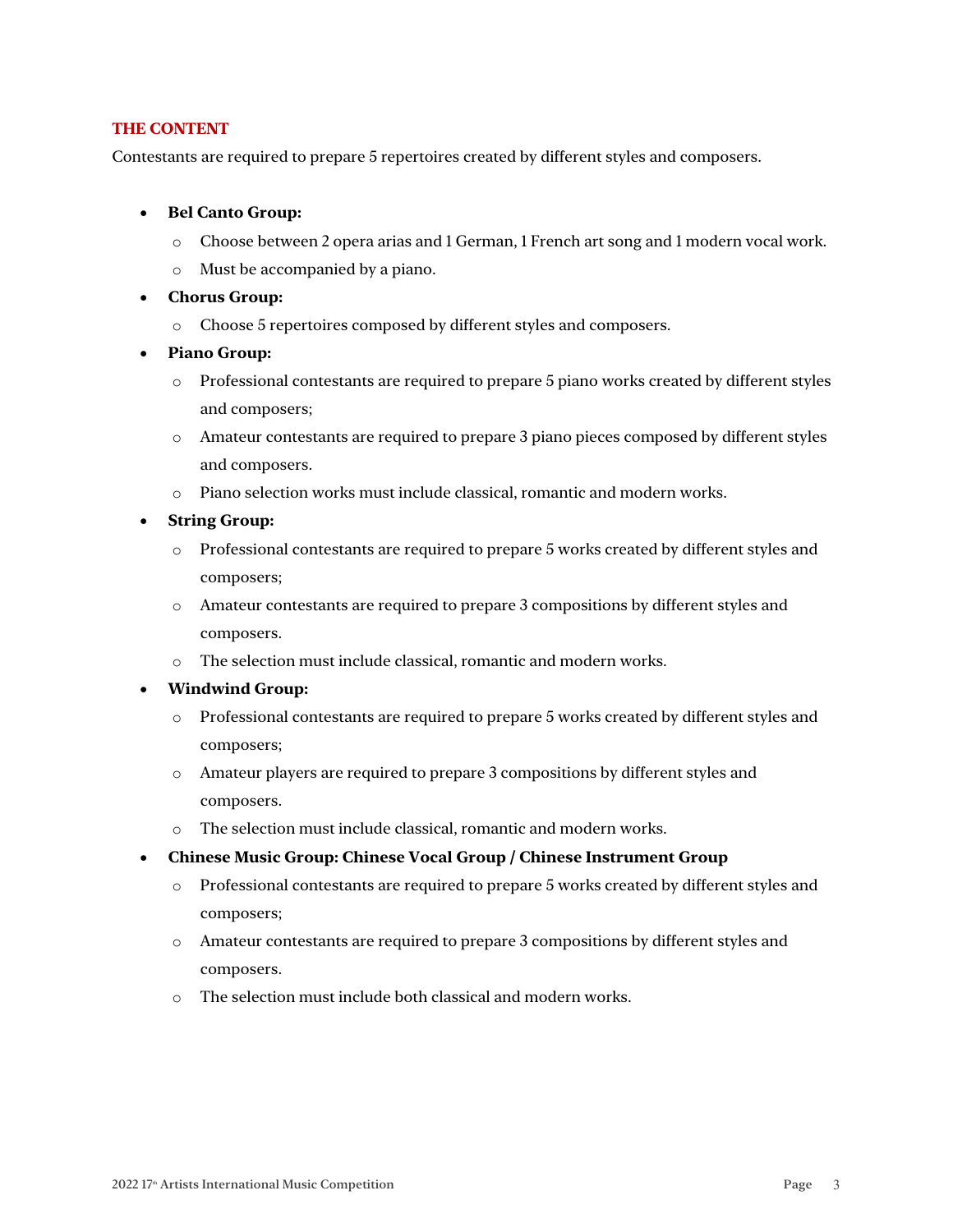## THE CONTENT

Contestants are required to prepare 5 repertoires created by different styles and composers.

- **Bel Canto Group:**
  - Choose between 2 opera arias and 1 German, 1 French art song and 1 modern vocal work.
  - Must be accompanied by a piano.
- **Chorus Group:**
  - Choose 5 repertoires composed by different styles and composers.
- **Piano Group:**
  - Professional contestants are required to prepare 5 piano works created by different styles and composers;
  - Amateur contestants are required to prepare 3 piano pieces composed by different styles and composers.
  - Piano selection works must include classical, romantic and modern works.
- **String Group:**
  - Professional contestants are required to prepare 5 works created by different styles and composers;
  - Amateur contestants are required to prepare 3 compositions by different styles and composers.
  - The selection must include classical, romantic and modern works.
- **Windwind Group:**
  - Professional contestants are required to prepare 5 works created by different styles and composers;
  - Amateur players are required to prepare 3 compositions by different styles and composers.
  - The selection must include classical, romantic and modern works.
- **Chinese Music Group: Chinese Vocal Group / Chinese Instrument Group**
  - Professional contestants are required to prepare 5 works created by different styles and composers;
  - Amateur contestants are required to prepare 3 compositions by different styles and composers.
  - The selection must include both classical and modern works.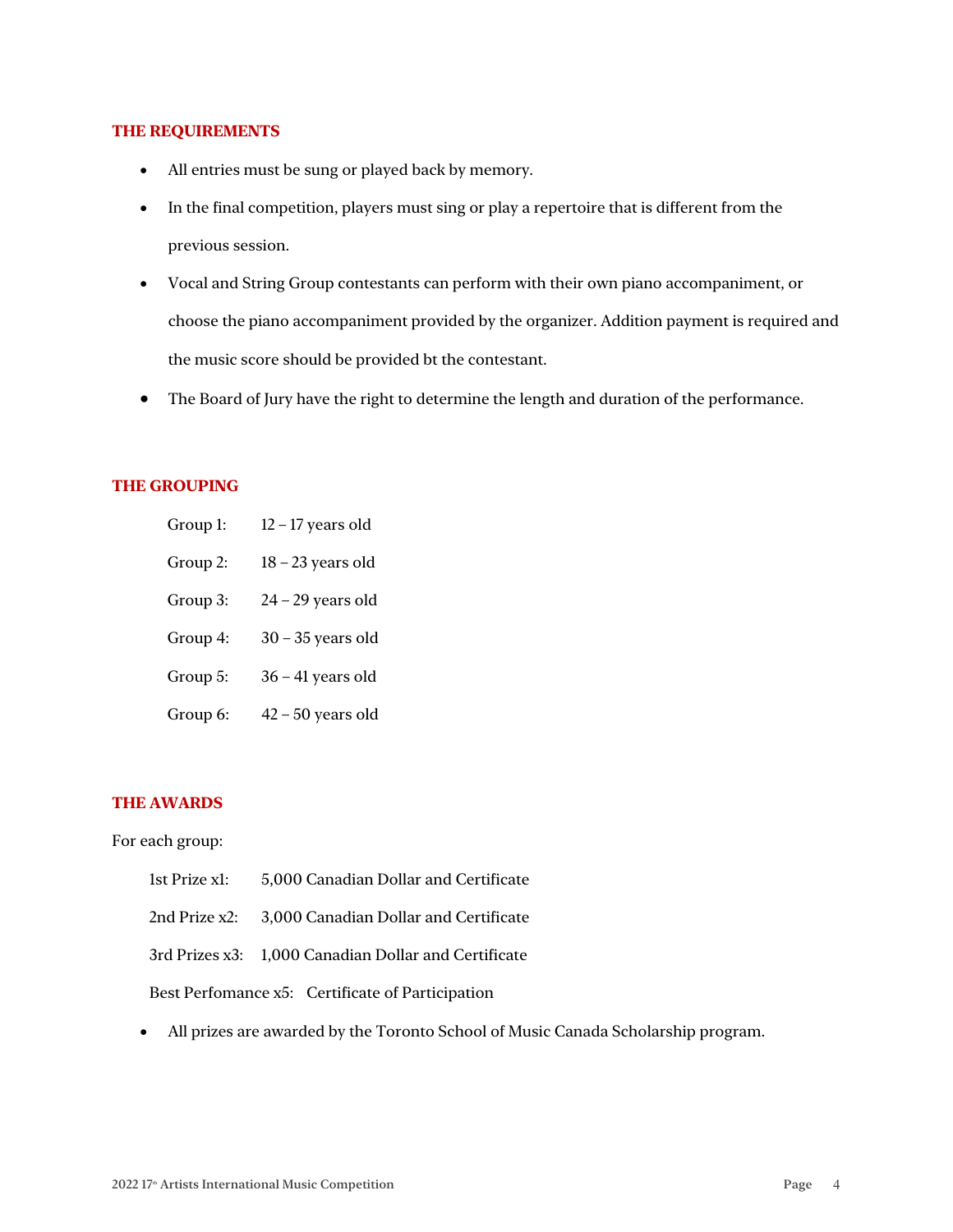## THE REQUIREMENTS

- All entries must be sung or played back by memory.
- In the final competition, players must sing or play a repertoire that is different from the previous session.
- Vocal and String Group contestants can perform with their own piano accompaniment, or choose the piano accompaniment provided by the organizer. Addition payment is required and the music score should be provided bt the contestant.
- The Board of Jury have the right to determine the length and duration of the performance.

## THE GROUPING

| | |
|---|---|
| Group 1: | 12 – 17 years old |
| Group 2: | 18 – 23 years old |
| Group 3: | 24 – 29 years old |
| Group 4: | 30 – 35 years old |
| Group 5: | 36 – 41 years old |
| Group 6: | 42 – 50 years old |

## THE AWARDS

For each group:

| | |
|---|---|
| 1st Prize x1: | 5,000 Canadian Dollar and Certificate |
| 2nd Prize x2: | 3,000 Canadian Dollar and Certificate |
| 3rd Prizes x3: | 1,000 Canadian Dollar and Certificate |
| Best Perfomance x5: | Certificate of Participation |

- All prizes are awarded by the Toronto School of Music Canada Scholarship program.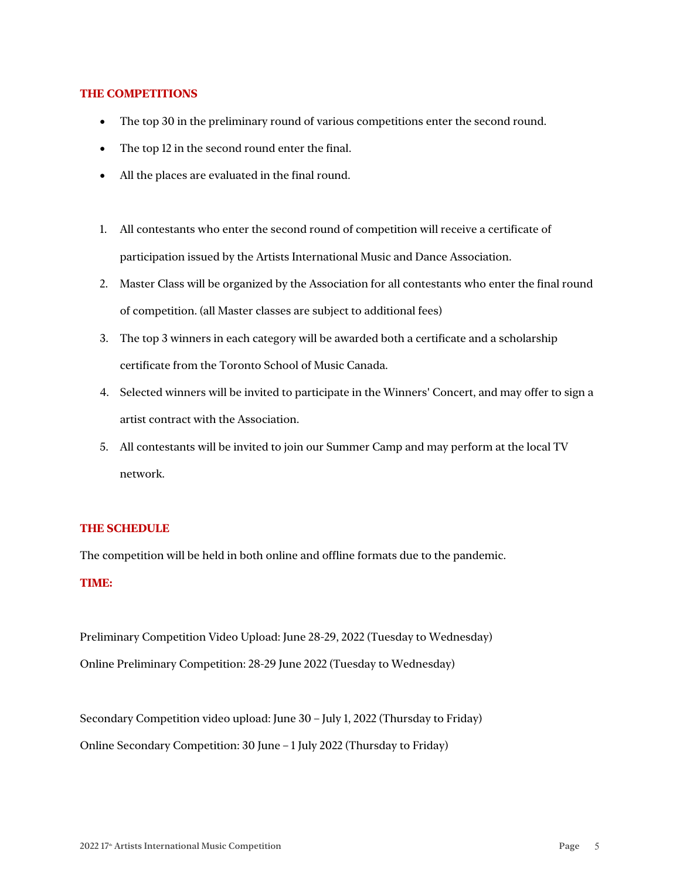## THE COMPETITIONS

- The top 30 in the preliminary round of various competitions enter the second round.
- The top 12 in the second round enter the final.
- All the places are evaluated in the final round.

1. All contestants who enter the second round of competition will receive a certificate of participation issued by the Artists International Music and Dance Association.
2. Master Class will be organized by the Association for all contestants who enter the final round of competition. (all Master classes are subject to additional fees)
3. The top 3 winners in each category will be awarded both a certificate and a scholarship certificate from the Toronto School of Music Canada.
4. Selected winners will be invited to participate in the Winners' Concert, and may offer to sign a artist contract with the Association.
5. All contestants will be invited to join our Summer Camp and may perform at the local TV network.

## THE SCHEDULE

The competition will be held in both online and offline formats due to the pandemic.

### TIME:

Preliminary Competition Video Upload: June 28-29, 2022 (Tuesday to Wednesday)

Online Preliminary Competition: 28-29 June 2022 (Tuesday to Wednesday)

Secondary Competition video upload: June 30 – July 1, 2022 (Thursday to Friday)

Online Secondary Competition: 30 June – 1 July 2022 (Thursday to Friday)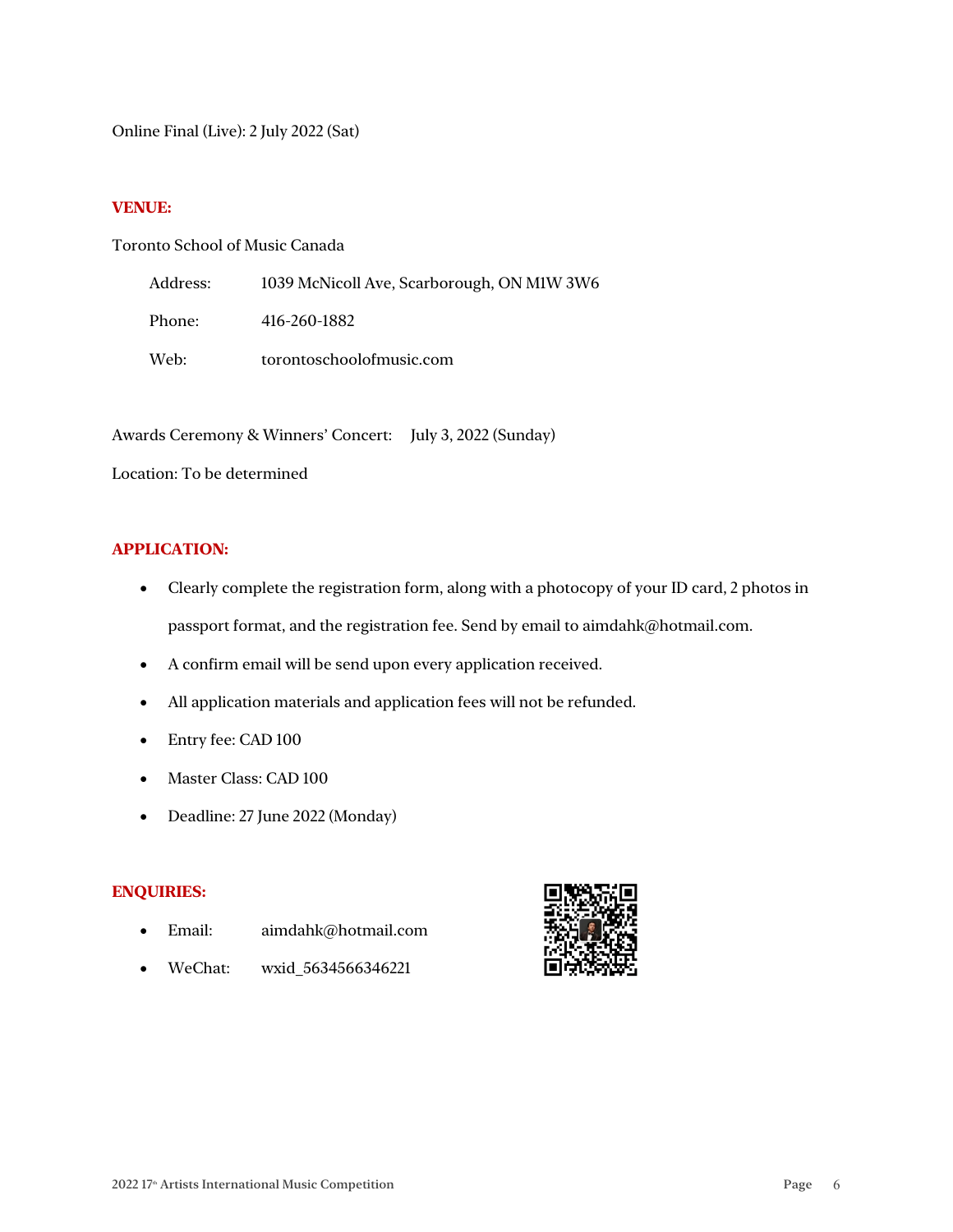Online Final (Live): 2 July 2022 (Sat)

**VENUE:**

Toronto School of Music Canada

| | |
|---|---|
| Address: | 1039 McNicoll Ave, Scarborough, ON M1W 3W6 |
| Phone: | 416-260-1882 |
| Web: | torontoschoolofmusic.com |

Awards Ceremony & Winners' Concert: July 3, 2022 (Sunday)

Location: To be determined

**APPLICATION:**

- Clearly complete the registration form, along with a photocopy of your ID card, 2 photos in passport format, and the registration fee. Send by email to aimdahk@hotmail.com.
- A confirm email will be send upon every application received.
- All application materials and application fees will not be refunded.
- Entry fee: CAD 100
- Master Class: CAD 100
- Deadline: 27 June 2022 (Monday)

**ENQUIRIES:**

- Email: aimdahk@hotmail.com
- WeChat: wxid_5634566346221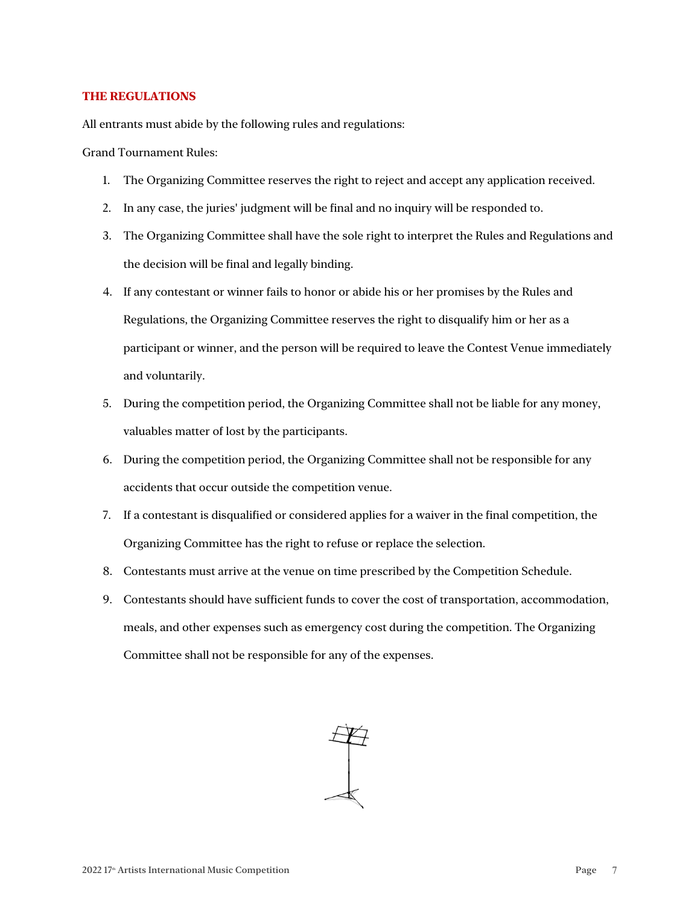## THE REGULATIONS

All entrants must abide by the following rules and regulations:

Grand Tournament Rules:

1. The Organizing Committee reserves the right to reject and accept any application received.
2. In any case, the juries' judgment will be final and no inquiry will be responded to.
3. The Organizing Committee shall have the sole right to interpret the Rules and Regulations and the decision will be final and legally binding.
4. If any contestant or winner fails to honor or abide his or her promises by the Rules and Regulations, the Organizing Committee reserves the right to disqualify him or her as a participant or winner, and the person will be required to leave the Contest Venue immediately and voluntarily.
5. During the competition period, the Organizing Committee shall not be liable for any money, valuables matter of lost by the participants.
6. During the competition period, the Organizing Committee shall not be responsible for any accidents that occur outside the competition venue.
7. If a contestant is disqualified or considered applies for a waiver in the final competition, the Organizing Committee has the right to refuse or replace the selection.
8. Contestants must arrive at the venue on time prescribed by the Competition Schedule.
9. Contestants should have sufficient funds to cover the cost of transportation, accommodation, meals, and other expenses such as emergency cost during the competition. The Organizing Committee shall not be responsible for any of the expenses.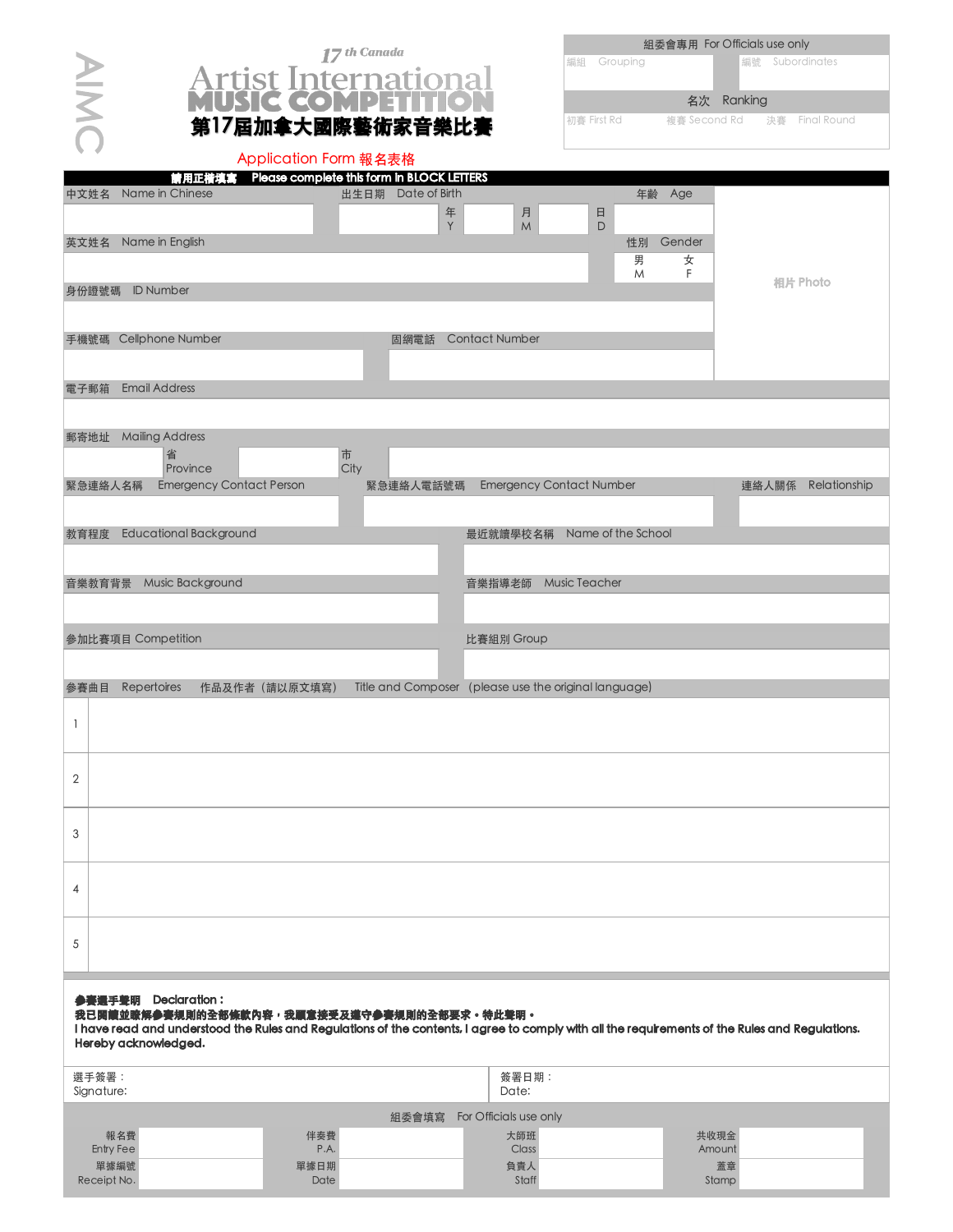AIMC

17 th Canada

# Artist International MUSIC COMPETITION

# 第17屆加拿大國際藝術家音樂比賽

Application Form 報名表格

| 組委會專用 For Officials use only | | |
|---|---|---|
| 編組 Grouping | | 編號 Subordinates |
| 名次 Ranking | | |
| 初賽 First Rd | 複賽 Second Rd | 決賽 Final Round |

**請用正楷填寫 Please complete this form in BLOCK LETTERS**

| | | | |
|---|---|---|---|
| 中文姓名 Name in Chinese | 出生日期 Date of Birth 年 Y 月 M 日 D | 年齡 Age | 相片 Photo |
| 英文姓名 Name in English | | 性別 Gender 男 M 女 F | |
| 身份證號碼 ID Number | | | |
| 手機號碼 Cellphone Number | 固網電話 Contact Number | | |
| 電子郵箱 Email Address | | | |
| 郵寄地址 Mailing Address 省 Province | 市 City | | |
| 緊急連絡人名稱 Emergency Contact Person | 緊急連絡人電話號碼 Emergency Contact Number | | 連絡人關係 Relationship |
| 教育程度 Educational Background | 最近就讀學校名稱 Name of the School | | |
| 音樂教育背景 Music Background | 音樂指導老師 Music Teacher | | |
| 參加比賽項目 Competition | 比賽組別 Group | | |

參賽曲目 Repertoires 作品及作者（請以原文填寫） Title and Composer (please use the original language)

| | |
|---|---|
| 1 | |
| 2 | |
| 3 | |
| 4 | |
| 5 | |

**參賽選手聲明 Declaration :**

**我已閱讀並瞭解參賽規則的全部條款內容，我願意接受及遵守參賽規則的全部要求。特此聲明。**

**I have read and understood the Rules and Regulations of the contents, I agree to comply with all the requirements of the Rules and Regulations. Hereby acknowledged.**

選手簽署：Signature:

簽署日期：Date:

組委會填寫 For Officials use only

| | | | | | | | |
|---|---|---|---|---|---|---|---|
| 報名費 Entry Fee | | 伴奏費 P.A. | | 大師班 Class | | 共收現金 Amount | |
| 單據編號 Receipt No. | | 單據日期 Date | | 負責人 Staff | | 蓋章 Stamp | |